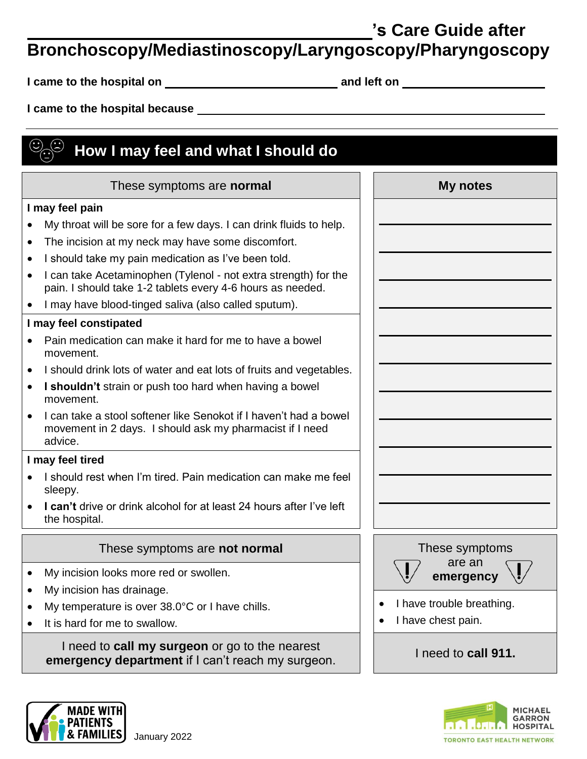# _______________________'s Care Guide after Bronchoscopy/Mediastinoscopy/Laryngoscopy/Pharyngoscopy

**I came to the hospital on** _______________________ **and left on** _______________________

**I came to the hospital because** _______________________________________________

## How I may feel and what I should do

### These symptoms are **normal**

**I may feel pain**

- My throat will be sore for a few days. I can drink fluids to help.
- The incision at my neck may have some discomfort.
- I should take my pain medication as I've been told.
- I can take Acetaminophen (Tylenol - not extra strength) for the pain. I should take 1-2 tablets every 4-6 hours as needed.
- I may have blood-tinged saliva (also called sputum).

**I may feel constipated**

- Pain medication can make it hard for me to have a bowel movement.
- I should drink lots of water and eat lots of fruits and vegetables.
- **I shouldn't** strain or push too hard when having a bowel movement.
- I can take a stool softener like Senokot if I haven't had a bowel movement in 2 days. I should ask my pharmacist if I need advice.

**I may feel tired**

- I should rest when I'm tired. Pain medication can make me feel sleepy.
- **I can't** drive or drink alcohol for at least 24 hours after I've left the hospital.

### My notes

_______________________

_______________________

_______________________

_______________________

_______________________

_______________________

_______________________

_______________________

_______________________

_______________________

_______________________

### These symptoms are **not normal**

- My incision looks more red or swollen.
- My incision has drainage.
- My temperature is over 38.0°C or I have chills.
- It is hard for me to swallow.

I need to **call my surgeon** or go to the nearest **emergency department** if I can't reach my surgeon.

### These symptoms are an **emergency**

- I have trouble breathing.
- I have chest pain.

I need to **call 911.**

MADE WITH PATIENTS & FAMILIES

January 2022

MICHAEL GARRON HOSPITAL
TORONTO EAST HEALTH NETWORK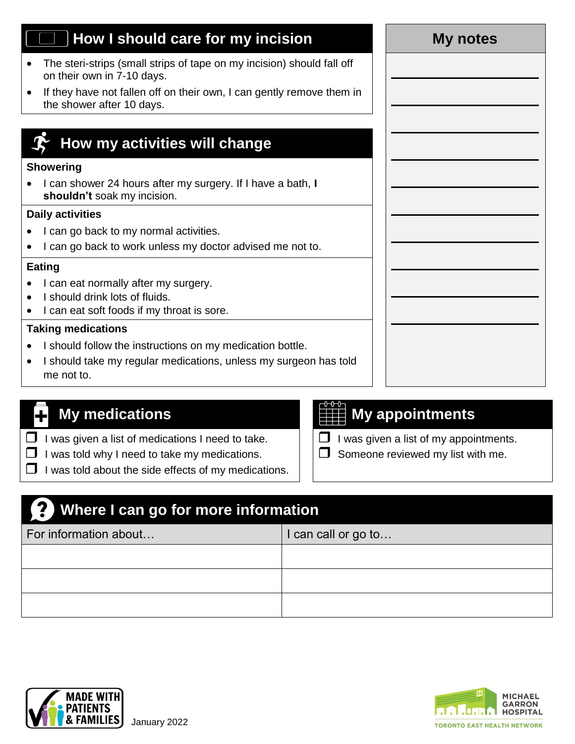## How I should care for my incision

- The steri-strips (small strips of tape on my incision) should fall off on their own in 7-10 days.
- If they have not fallen off on their own, I can gently remove them in the shower after 10 days.

## How my activities will change

**Showering**

- I can shower 24 hours after my surgery. If I have a bath, **I shouldn't** soak my incision.

**Daily activities**

- I can go back to my normal activities.
- I can go back to work unless my doctor advised me not to.

**Eating**

- I can eat normally after my surgery.
- I should drink lots of fluids.
- I can eat soft foods if my throat is sore.

**Taking medications**

- I should follow the instructions on my medication bottle.
- I should take my regular medications, unless my surgeon has told me not to.

## My notes

## My medications

- ❒ I was given a list of medications I need to take.
- ❒ I was told why I need to take my medications.
- ❒ I was told about the side effects of my medications.

## My appointments

- ❒ I was given a list of my appointments.
- ❒ Someone reviewed my list with me.

## Where I can go for more information

| For information about… | I can call or go to… |
|---|---|
| | |
| | |
| | |

MADE WITH PATIENTS & FAMILIES

January 2022

MICHAEL GARRON HOSPITAL
TORONTO EAST HEALTH NETWORK